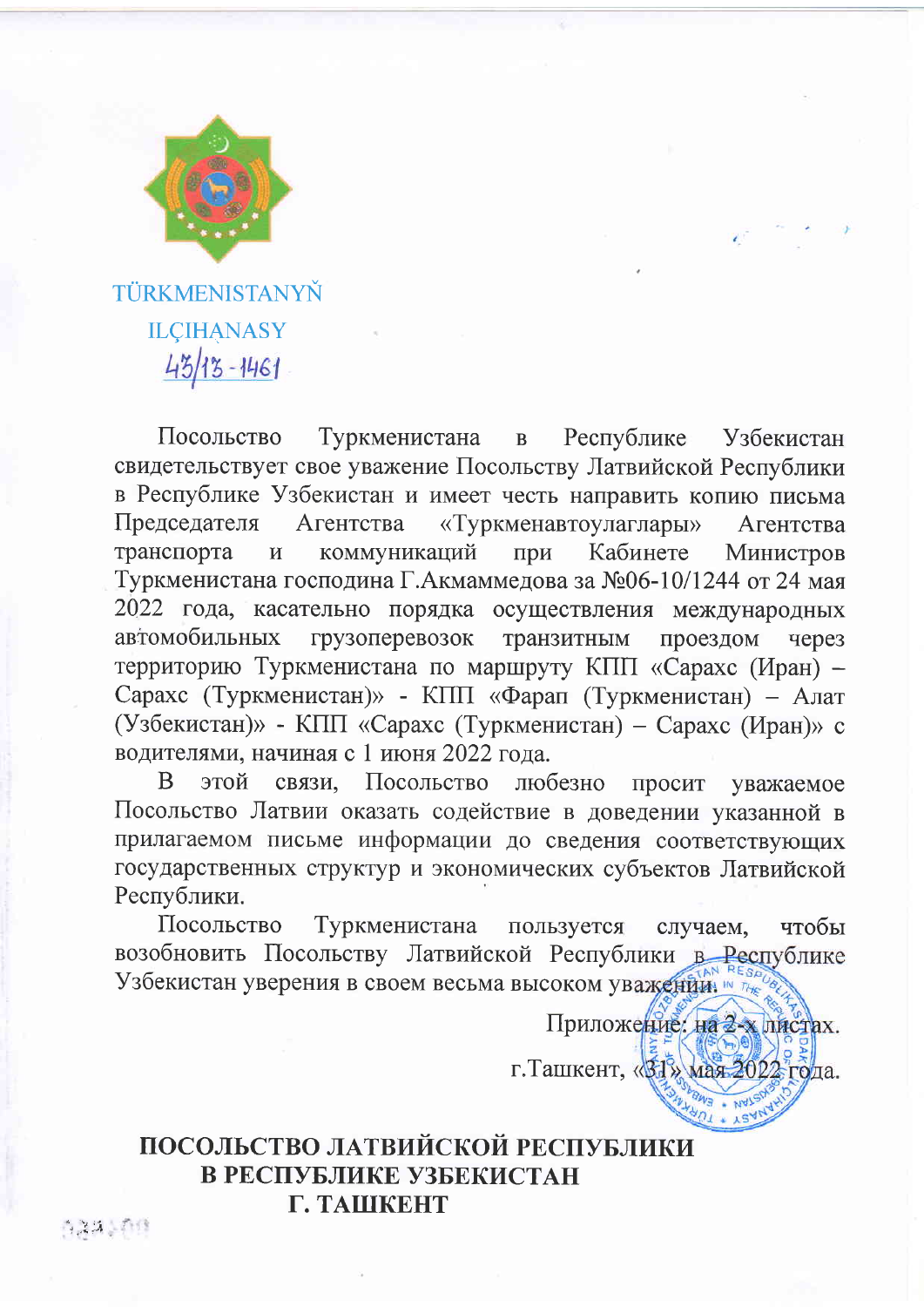TÜRKMENISTANYŇ

ILÇIHANASY

43/13-1461

Посольство Туркменистана в Республике Узбекистан свидетельствует свое уважение Посольству Латвийской Республики в Республике Узбекистан и имеет честь направить копию письма Председателя Агентства «Туркменавтоулаглары» Агентства транспорта и коммуникаций при Кабинете Министров Туркменистана господина Г.Акмаммедова за №06-10/1244 от 24 мая 2022 года, касательно порядка осуществления международных автомобильных грузоперевозок транзитным проездом через территорию Туркменистана по маршруту КПП «Сарахс (Иран) – Сарахс (Туркменистан)» - КПП «Фарап (Туркменистан) – Алат (Узбекистан)» - КПП «Сарахс (Туркменистан) – Сарахс (Иран)» с водителями, начиная с 1 июня 2022 года.

В этой связи, Посольство любезно просит уважаемое Посольство Латвии оказать содействие в доведении указанной в прилагаемом письме информации до сведения соответствующих государственных структур и экономических субъектов Латвийской Республики.

Посольство Туркменистана пользуется случаем, чтобы возобновить Посольству Латвийской Республики в Республике Узбекистан уверения в своем весьма высоком уважении.

Приложение: на 2-х листах.

г.Ташкент, «31» мая 2022 года.

**ПОСОЛЬСТВО ЛАТВИЙСКОЙ РЕСПУБЛИКИ В РЕСПУБЛИКЕ УЗБЕКИСТАН Г. ТАШКЕНТ**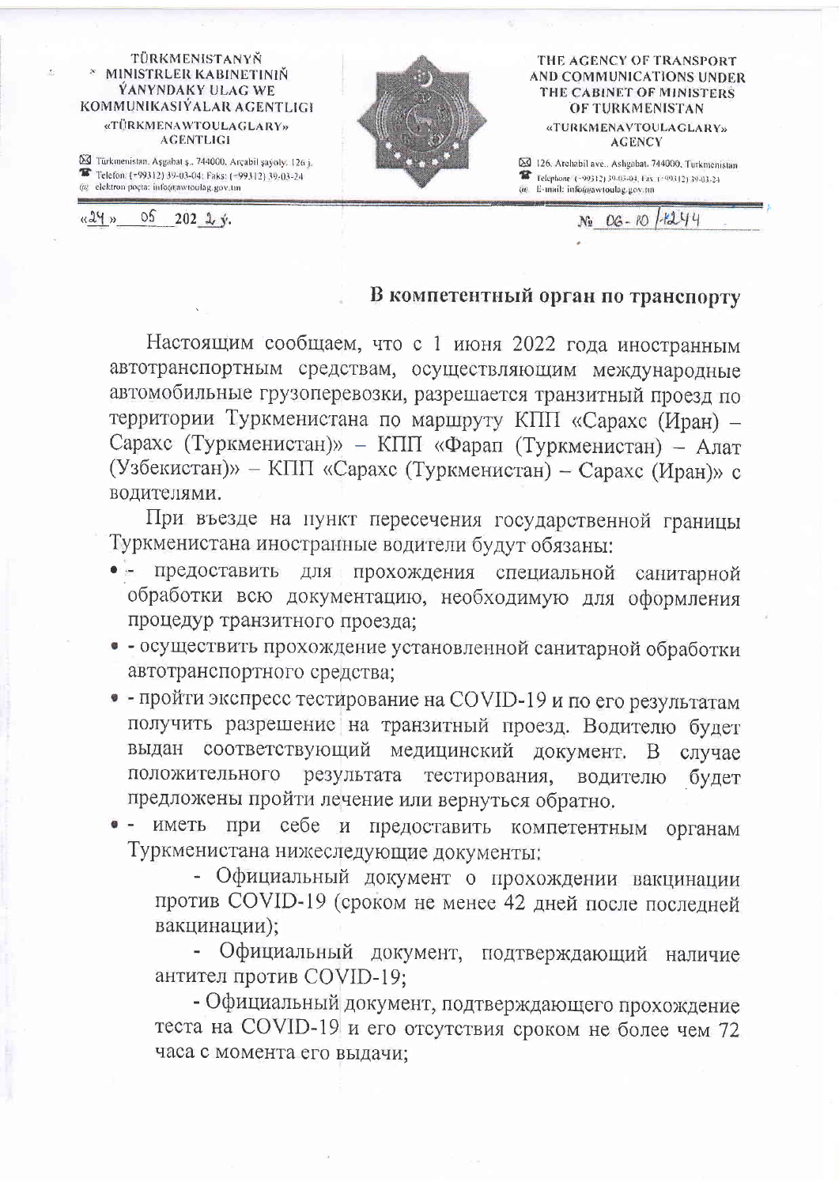TÜRKMENISTANYŇ MINISTRLER KABINETINIŇ ÝANYNDAKY ULAG WE KOMMUNIKASIÝALAR AGENTLIGI
«TÜRKMENAWTOULAGLARY» AGENTLIGI

Türkmenistan, Aşgabat ş., 744000, Arçabil şaýoly, 126 j.
Telefon: (+99312) 39-03-04; Faks: (+99312) 39-03-24
elektron poçta: info@awtoulag.gov.tm

THE AGENCY OF TRANSPORT AND COMMUNICATIONS UNDER THE CABINET OF MINISTERS OF TURKMENISTAN
«TURKMENAVTOULAGLARY» AGENCY

126, Archabil ave., Ashgabat, 744000, Turkmenistan
Telephone: (+99312) 39-03-04, Fax: (+99312) 39-03-24
E-mail: info@awtoulag.gov.tm

«24» 05 2022 ý.

№ 06-10/1244

## В компетентный орган по транспорту

Настоящим сообщаем, что с 1 июня 2022 года иностранным автотранспортным средствам, осуществляющим международные автомобильные грузоперевозки, разрешается транзитный проезд по территории Туркменистана по маршруту КПП «Сарахс (Иран) – Сарахс (Туркменистан)» – КПП «Фарап (Туркменистан) – Алат (Узбекистан)» – КПП «Сарахс (Туркменистан) – Сарахс (Иран)» с водителями.

При въезде на пункт пересечения государственной границы Туркменистана иностранные водители будут обязаны:

- - предоставить для прохождения специальной санитарной обработки всю документацию, необходимую для оформления процедур транзитного проезда;
- - осуществить прохождение установленной санитарной обработки автотранспортного средства;
- - пройти экспресс тестирование на COVID-19 и по его результатам получить разрешение на транзитный проезд. Водителю будет выдан соответствующий медицинский документ. В случае положительного результата тестирования, водителю будет предложены пройти лечение или вернуться обратно.
- - иметь при себе и предоставить компетентным органам Туркменистана нижеследующие документы:

  - Официальный документ о прохождении вакцинации против COVID-19 (сроком не менее 42 дней после последней вакцинации);
  - Официальный документ, подтверждающий наличие антител против COVID-19;
  - Официальный документ, подтверждающего прохождение теста на COVID-19 и его отсутствия сроком не более чем 72 часа с момента его выдачи;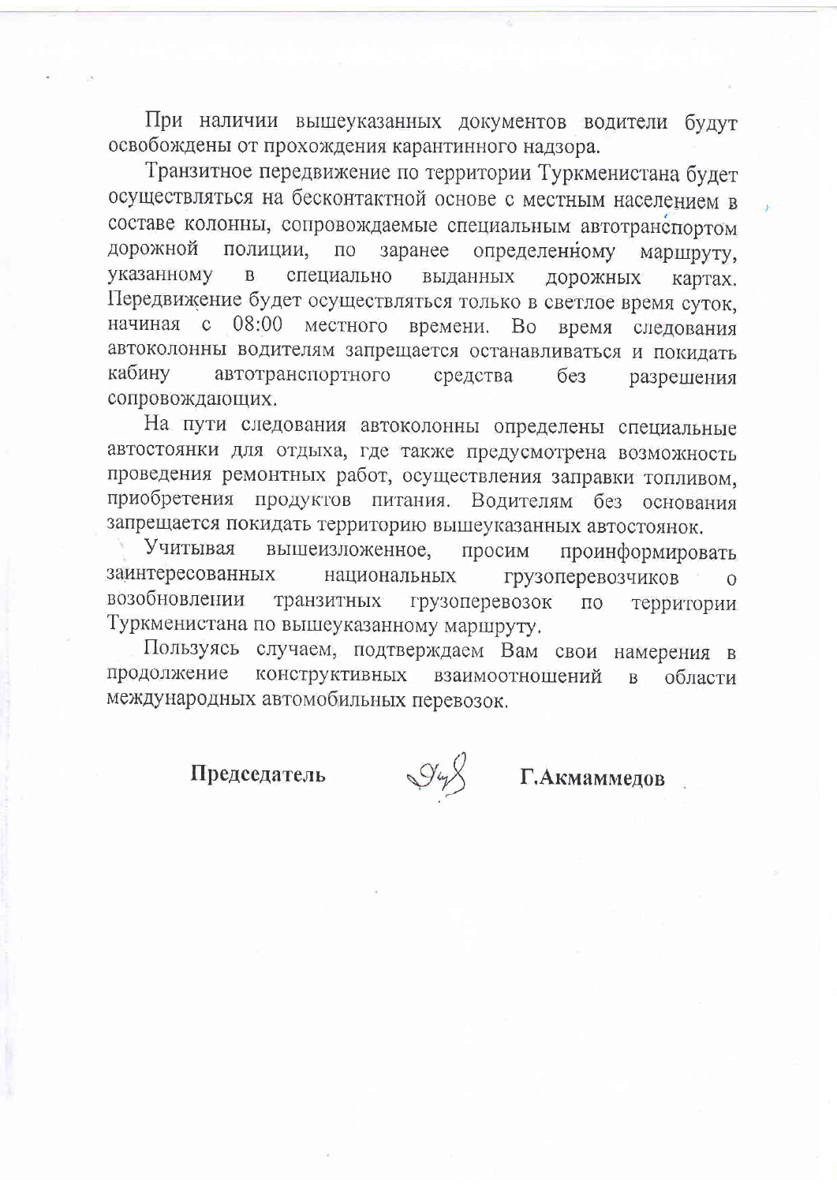При наличии вышеуказанных документов водители будут освобождены от прохождения карантинного надзора.

Транзитное передвижение по территории Туркменистана будет осуществляться на бесконтактной основе с местным населением в составе колонны, сопровождаемые специальным автотранспортом дорожной полиции, по заранее определенному маршруту, указанному в специально выданных дорожных картах. Передвижение будет осуществляться только в светлое время суток, начиная с 08:00 местного времени. Во время следования автоколонны водителям запрещается останавливаться и покидать кабину автотранспортного средства без разрешения сопровождающих.

На пути следования автоколонны определены специальные автостоянки для отдыха, где также предусмотрена возможность проведения ремонтных работ, осуществления заправки топливом, приобретения продуктов питания. Водителям без основания запрещается покидать территорию вышеуказанных автостоянок.

Учитывая вышеизложенное, просим проинформировать заинтересованных национальных грузоперевозчиков о возобновлении транзитных грузоперевозок по территории Туркменистана по вышеуказанному маршруту.

Пользуясь случаем, подтверждаем Вам свои намерения в продолжение конструктивных взаимоотношений в области международных автомобильных перевозок.

**Председатель** **Г.Акмаммедов**